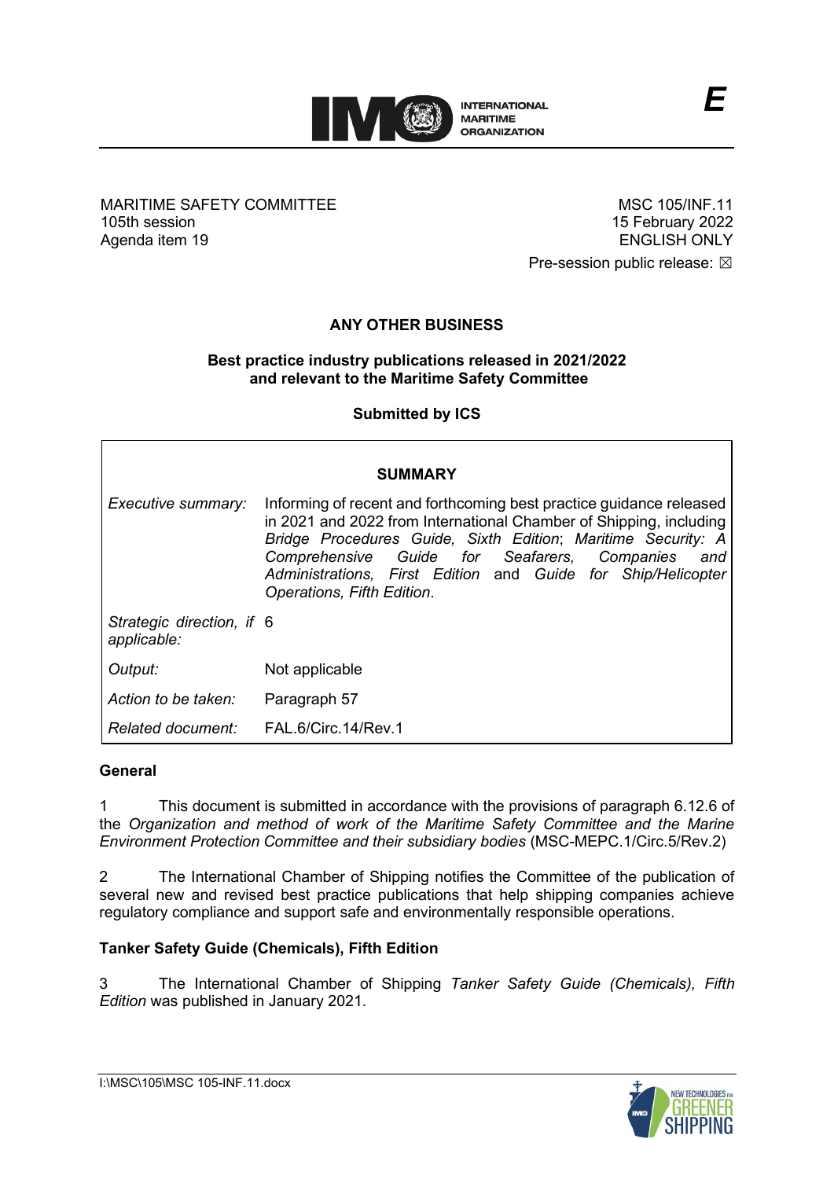E

MARITIME SAFETY COMMITTEE
105th session
Agenda item 19

MSC 105/INF.11
15 February 2022
ENGLISH ONLY

Pre-session public release: ☒

# ANY OTHER BUSINESS

## Best practice industry publications released in 2021/2022 and relevant to the Maritime Safety Committee

**Submitted by ICS**

| SUMMARY | |
|---|---|
| *Executive summary:* | Informing of recent and forthcoming best practice guidance released in 2021 and 2022 from International Chamber of Shipping, including *Bridge Procedures Guide, Sixth Edition*; *Maritime Security: A Comprehensive Guide for Seafarers, Companies and Administrations, First Edition* and *Guide for Ship/Helicopter Operations, Fifth Edition*. |
| *Strategic direction, if applicable:* | 6 |
| *Output:* | Not applicable |
| *Action to be taken:* | Paragraph 57 |
| *Related document:* | FAL.6/Circ.14/Rev.1 |

### General

1 This document is submitted in accordance with the provisions of paragraph 6.12.6 of the *Organization and method of work of the Maritime Safety Committee and the Marine Environment Protection Committee and their subsidiary bodies* (MSC-MEPC.1/Circ.5/Rev.2)

2 The International Chamber of Shipping notifies the Committee of the publication of several new and revised best practice publications that help shipping companies achieve regulatory compliance and support safe and environmentally responsible operations.

### Tanker Safety Guide (Chemicals), Fifth Edition

3 The International Chamber of Shipping *Tanker Safety Guide (Chemicals), Fifth Edition* was published in January 2021.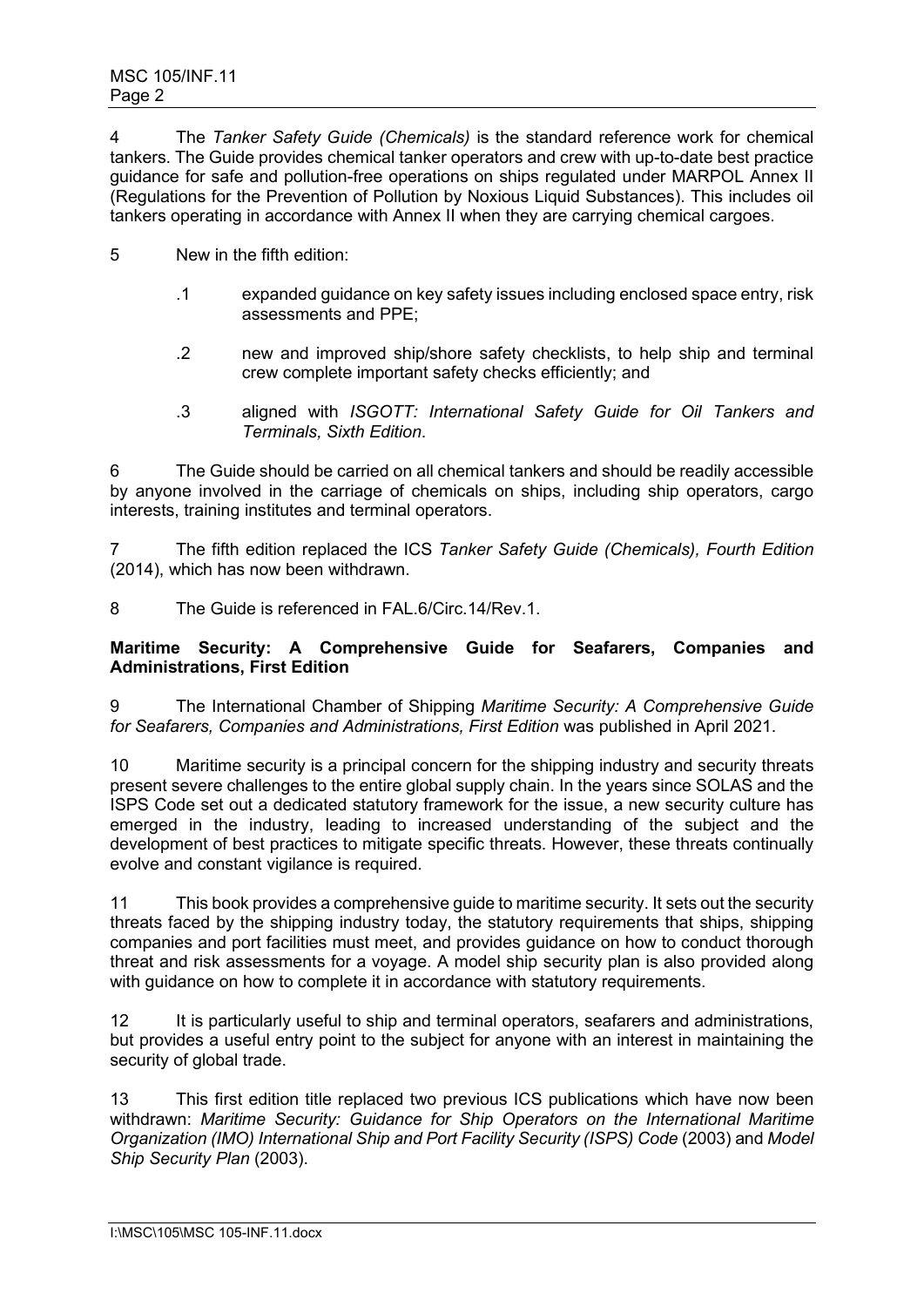4 The *Tanker Safety Guide (Chemicals)* is the standard reference work for chemical tankers. The Guide provides chemical tanker operators and crew with up-to-date best practice guidance for safe and pollution-free operations on ships regulated under MARPOL Annex II (Regulations for the Prevention of Pollution by Noxious Liquid Substances). This includes oil tankers operating in accordance with Annex II when they are carrying chemical cargoes.

5 New in the fifth edition:

.1 expanded guidance on key safety issues including enclosed space entry, risk assessments and PPE;

.2 new and improved ship/shore safety checklists, to help ship and terminal crew complete important safety checks efficiently; and

.3 aligned with *ISGOTT: International Safety Guide for Oil Tankers and Terminals, Sixth Edition*.

6 The Guide should be carried on all chemical tankers and should be readily accessible by anyone involved in the carriage of chemicals on ships, including ship operators, cargo interests, training institutes and terminal operators.

7 The fifth edition replaced the ICS *Tanker Safety Guide (Chemicals), Fourth Edition* (2014), which has now been withdrawn.

8 The Guide is referenced in FAL.6/Circ.14/Rev.1.

**Maritime Security: A Comprehensive Guide for Seafarers, Companies and Administrations, First Edition**

9 The International Chamber of Shipping *Maritime Security: A Comprehensive Guide for Seafarers, Companies and Administrations, First Edition* was published in April 2021.

10 Maritime security is a principal concern for the shipping industry and security threats present severe challenges to the entire global supply chain. In the years since SOLAS and the ISPS Code set out a dedicated statutory framework for the issue, a new security culture has emerged in the industry, leading to increased understanding of the subject and the development of best practices to mitigate specific threats. However, these threats continually evolve and constant vigilance is required.

11 This book provides a comprehensive guide to maritime security. It sets out the security threats faced by the shipping industry today, the statutory requirements that ships, shipping companies and port facilities must meet, and provides guidance on how to conduct thorough threat and risk assessments for a voyage. A model ship security plan is also provided along with guidance on how to complete it in accordance with statutory requirements.

12 It is particularly useful to ship and terminal operators, seafarers and administrations, but provides a useful entry point to the subject for anyone with an interest in maintaining the security of global trade.

13 This first edition title replaced two previous ICS publications which have now been withdrawn: *Maritime Security: Guidance for Ship Operators on the International Maritime Organization (IMO) International Ship and Port Facility Security (ISPS) Code* (2003) and *Model Ship Security Plan* (2003).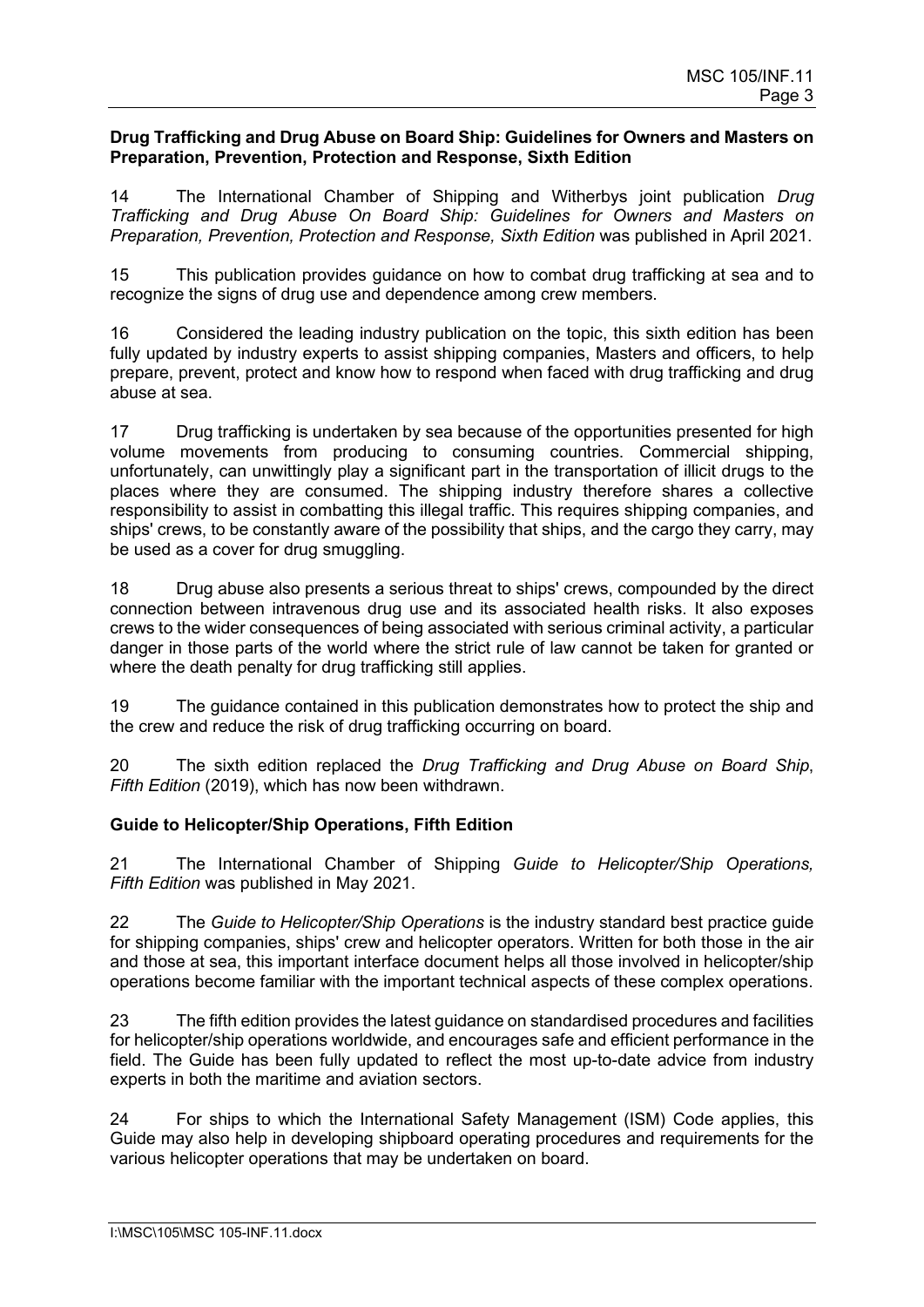**Drug Trafficking and Drug Abuse on Board Ship: Guidelines for Owners and Masters on Preparation, Prevention, Protection and Response, Sixth Edition**

14 The International Chamber of Shipping and Witherbys joint publication *Drug Trafficking and Drug Abuse On Board Ship: Guidelines for Owners and Masters on Preparation, Prevention, Protection and Response, Sixth Edition* was published in April 2021.

15 This publication provides guidance on how to combat drug trafficking at sea and to recognize the signs of drug use and dependence among crew members.

16 Considered the leading industry publication on the topic, this sixth edition has been fully updated by industry experts to assist shipping companies, Masters and officers, to help prepare, prevent, protect and know how to respond when faced with drug trafficking and drug abuse at sea.

17 Drug trafficking is undertaken by sea because of the opportunities presented for high volume movements from producing to consuming countries. Commercial shipping, unfortunately, can unwittingly play a significant part in the transportation of illicit drugs to the places where they are consumed. The shipping industry therefore shares a collective responsibility to assist in combatting this illegal traffic. This requires shipping companies, and ships' crews, to be constantly aware of the possibility that ships, and the cargo they carry, may be used as a cover for drug smuggling.

18 Drug abuse also presents a serious threat to ships' crews, compounded by the direct connection between intravenous drug use and its associated health risks. It also exposes crews to the wider consequences of being associated with serious criminal activity, a particular danger in those parts of the world where the strict rule of law cannot be taken for granted or where the death penalty for drug trafficking still applies.

19 The guidance contained in this publication demonstrates how to protect the ship and the crew and reduce the risk of drug trafficking occurring on board.

20 The sixth edition replaced the *Drug Trafficking and Drug Abuse on Board Ship*, *Fifth Edition* (2019), which has now been withdrawn.

**Guide to Helicopter/Ship Operations, Fifth Edition**

21 The International Chamber of Shipping *Guide to Helicopter/Ship Operations, Fifth Edition* was published in May 2021.

22 The *Guide to Helicopter/Ship Operations* is the industry standard best practice guide for shipping companies, ships' crew and helicopter operators. Written for both those in the air and those at sea, this important interface document helps all those involved in helicopter/ship operations become familiar with the important technical aspects of these complex operations.

23 The fifth edition provides the latest guidance on standardised procedures and facilities for helicopter/ship operations worldwide, and encourages safe and efficient performance in the field. The Guide has been fully updated to reflect the most up-to-date advice from industry experts in both the maritime and aviation sectors.

24 For ships to which the International Safety Management (ISM) Code applies, this Guide may also help in developing shipboard operating procedures and requirements for the various helicopter operations that may be undertaken on board.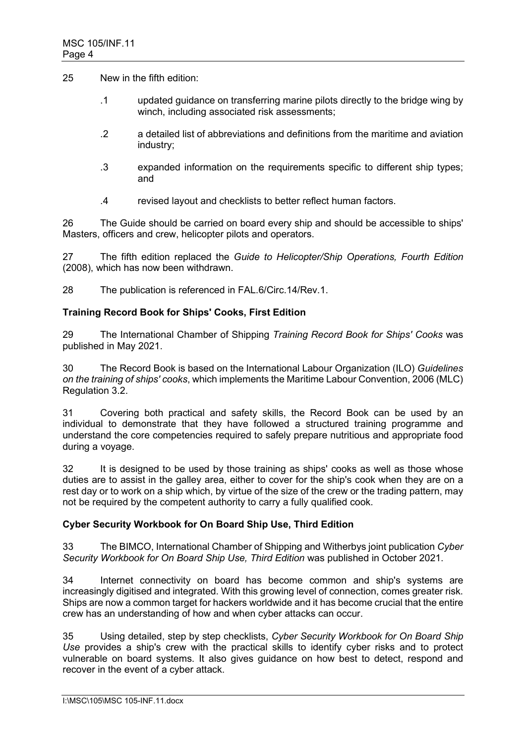25 New in the fifth edition:

.1 updated guidance on transferring marine pilots directly to the bridge wing by winch, including associated risk assessments;

.2 a detailed list of abbreviations and definitions from the maritime and aviation industry;

.3 expanded information on the requirements specific to different ship types; and

.4 revised layout and checklists to better reflect human factors.

26 The Guide should be carried on board every ship and should be accessible to ships' Masters, officers and crew, helicopter pilots and operators.

27 The fifth edition replaced the *Guide to Helicopter/Ship Operations, Fourth Edition* (2008), which has now been withdrawn.

28 The publication is referenced in FAL.6/Circ.14/Rev.1.

**Training Record Book for Ships' Cooks, First Edition**

29 The International Chamber of Shipping *Training Record Book for Ships' Cooks* was published in May 2021.

30 The Record Book is based on the International Labour Organization (ILO) *Guidelines on the training of ships' cooks*, which implements the Maritime Labour Convention, 2006 (MLC) Regulation 3.2.

31 Covering both practical and safety skills, the Record Book can be used by an individual to demonstrate that they have followed a structured training programme and understand the core competencies required to safely prepare nutritious and appropriate food during a voyage.

32 It is designed to be used by those training as ships' cooks as well as those whose duties are to assist in the galley area, either to cover for the ship's cook when they are on a rest day or to work on a ship which, by virtue of the size of the crew or the trading pattern, may not be required by the competent authority to carry a fully qualified cook.

**Cyber Security Workbook for On Board Ship Use, Third Edition**

33 The BIMCO, International Chamber of Shipping and Witherbys joint publication *Cyber Security Workbook for On Board Ship Use, Third Edition* was published in October 2021.

34 Internet connectivity on board has become common and ship's systems are increasingly digitised and integrated. With this growing level of connection, comes greater risk. Ships are now a common target for hackers worldwide and it has become crucial that the entire crew has an understanding of how and when cyber attacks can occur.

35 Using detailed, step by step checklists, *Cyber Security Workbook for On Board Ship Use* provides a ship's crew with the practical skills to identify cyber risks and to protect vulnerable on board systems. It also gives guidance on how best to detect, respond and recover in the event of a cyber attack.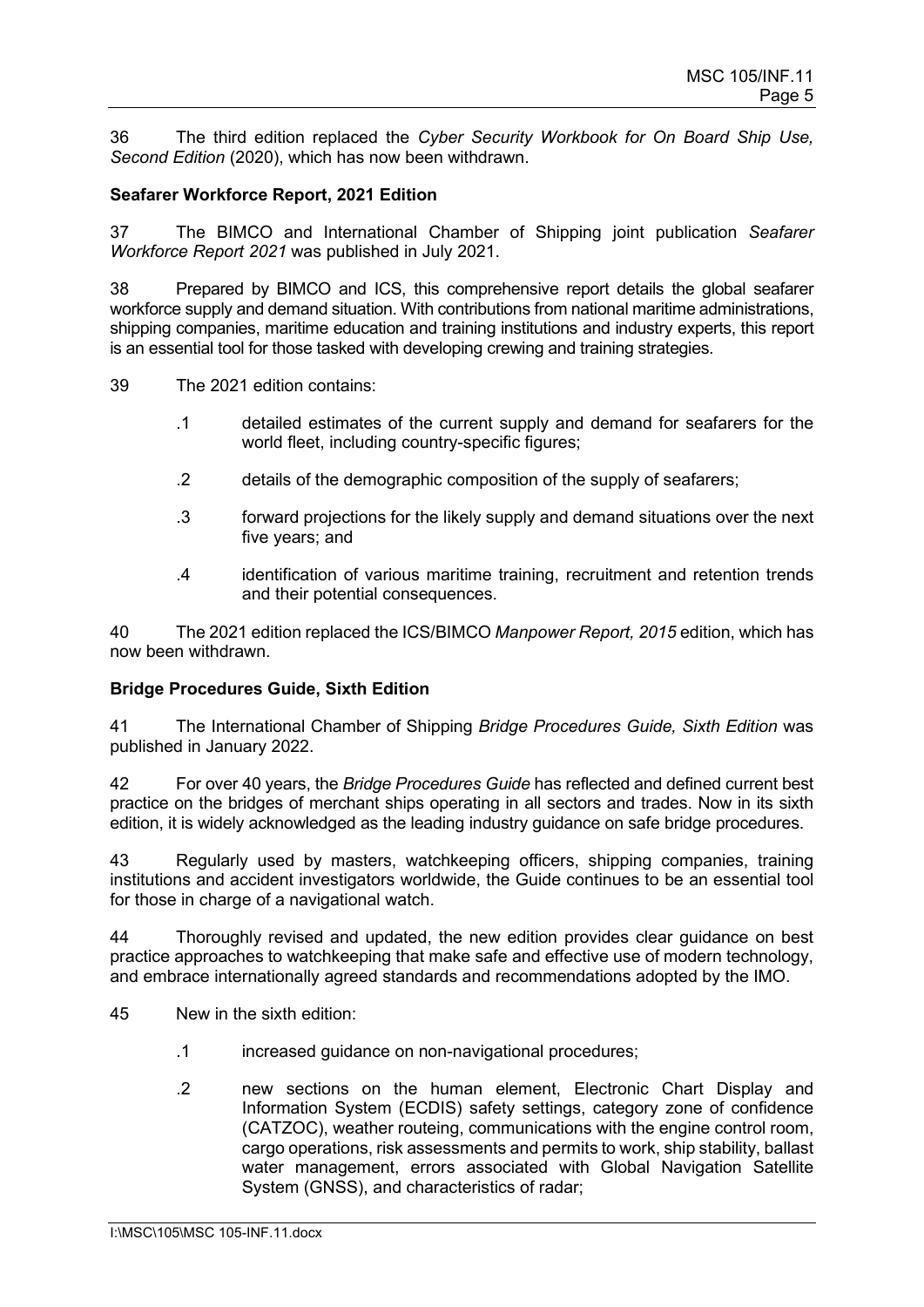36 The third edition replaced the *Cyber Security Workbook for On Board Ship Use, Second Edition* (2020), which has now been withdrawn.

**Seafarer Workforce Report, 2021 Edition**

37 The BIMCO and International Chamber of Shipping joint publication *Seafarer Workforce Report 2021* was published in July 2021.

38 Prepared by BIMCO and ICS, this comprehensive report details the global seafarer workforce supply and demand situation. With contributions from national maritime administrations, shipping companies, maritime education and training institutions and industry experts, this report is an essential tool for those tasked with developing crewing and training strategies.

39 The 2021 edition contains:

.1 detailed estimates of the current supply and demand for seafarers for the world fleet, including country-specific figures;

.2 details of the demographic composition of the supply of seafarers;

.3 forward projections for the likely supply and demand situations over the next five years; and

.4 identification of various maritime training, recruitment and retention trends and their potential consequences.

40 The 2021 edition replaced the ICS/BIMCO *Manpower Report, 2015* edition, which has now been withdrawn.

**Bridge Procedures Guide, Sixth Edition**

41 The International Chamber of Shipping *Bridge Procedures Guide, Sixth Edition* was published in January 2022.

42 For over 40 years, the *Bridge Procedures Guide* has reflected and defined current best practice on the bridges of merchant ships operating in all sectors and trades. Now in its sixth edition, it is widely acknowledged as the leading industry guidance on safe bridge procedures.

43 Regularly used by masters, watchkeeping officers, shipping companies, training institutions and accident investigators worldwide, the Guide continues to be an essential tool for those in charge of a navigational watch.

44 Thoroughly revised and updated, the new edition provides clear guidance on best practice approaches to watchkeeping that make safe and effective use of modern technology, and embrace internationally agreed standards and recommendations adopted by the IMO.

45 New in the sixth edition:

.1 increased guidance on non-navigational procedures;

.2 new sections on the human element, Electronic Chart Display and Information System (ECDIS) safety settings, category zone of confidence (CATZOC), weather routeing, communications with the engine control room, cargo operations, risk assessments and permits to work, ship stability, ballast water management, errors associated with Global Navigation Satellite System (GNSS), and characteristics of radar;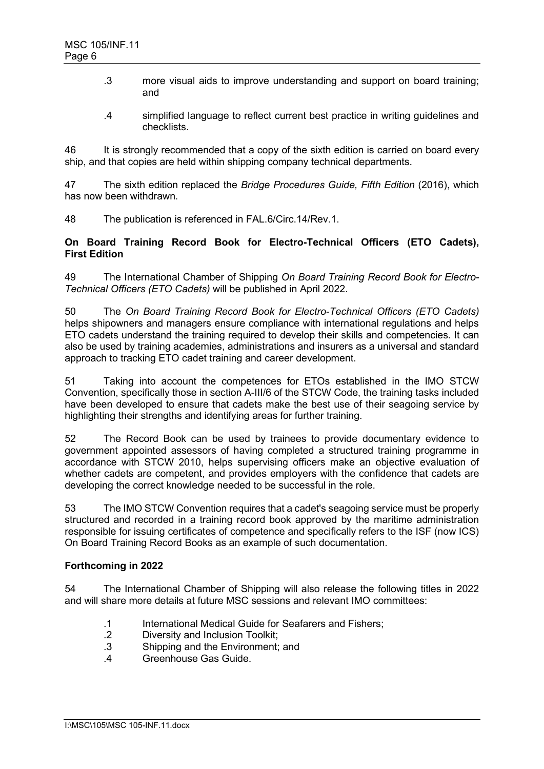.3 more visual aids to improve understanding and support on board training; and

.4 simplified language to reflect current best practice in writing guidelines and checklists.

46 It is strongly recommended that a copy of the sixth edition is carried on board every ship, and that copies are held within shipping company technical departments.

47 The sixth edition replaced the *Bridge Procedures Guide, Fifth Edition* (2016), which has now been withdrawn.

48 The publication is referenced in FAL.6/Circ.14/Rev.1.

**On Board Training Record Book for Electro-Technical Officers (ETO Cadets), First Edition**

49 The International Chamber of Shipping *On Board Training Record Book for Electro-Technical Officers (ETO Cadets)* will be published in April 2022.

50 The *On Board Training Record Book for Electro-Technical Officers (ETO Cadets)* helps shipowners and managers ensure compliance with international regulations and helps ETO cadets understand the training required to develop their skills and competencies. It can also be used by training academies, administrations and insurers as a universal and standard approach to tracking ETO cadet training and career development.

51 Taking into account the competences for ETOs established in the IMO STCW Convention, specifically those in section A-III/6 of the STCW Code, the training tasks included have been developed to ensure that cadets make the best use of their seagoing service by highlighting their strengths and identifying areas for further training.

52 The Record Book can be used by trainees to provide documentary evidence to government appointed assessors of having completed a structured training programme in accordance with STCW 2010, helps supervising officers make an objective evaluation of whether cadets are competent, and provides employers with the confidence that cadets are developing the correct knowledge needed to be successful in the role.

53 The IMO STCW Convention requires that a cadet's seagoing service must be properly structured and recorded in a training record book approved by the maritime administration responsible for issuing certificates of competence and specifically refers to the ISF (now ICS) On Board Training Record Books as an example of such documentation.

**Forthcoming in 2022**

54 The International Chamber of Shipping will also release the following titles in 2022 and will share more details at future MSC sessions and relevant IMO committees:

.1 International Medical Guide for Seafarers and Fishers;
.2 Diversity and Inclusion Toolkit;
.3 Shipping and the Environment; and
.4 Greenhouse Gas Guide.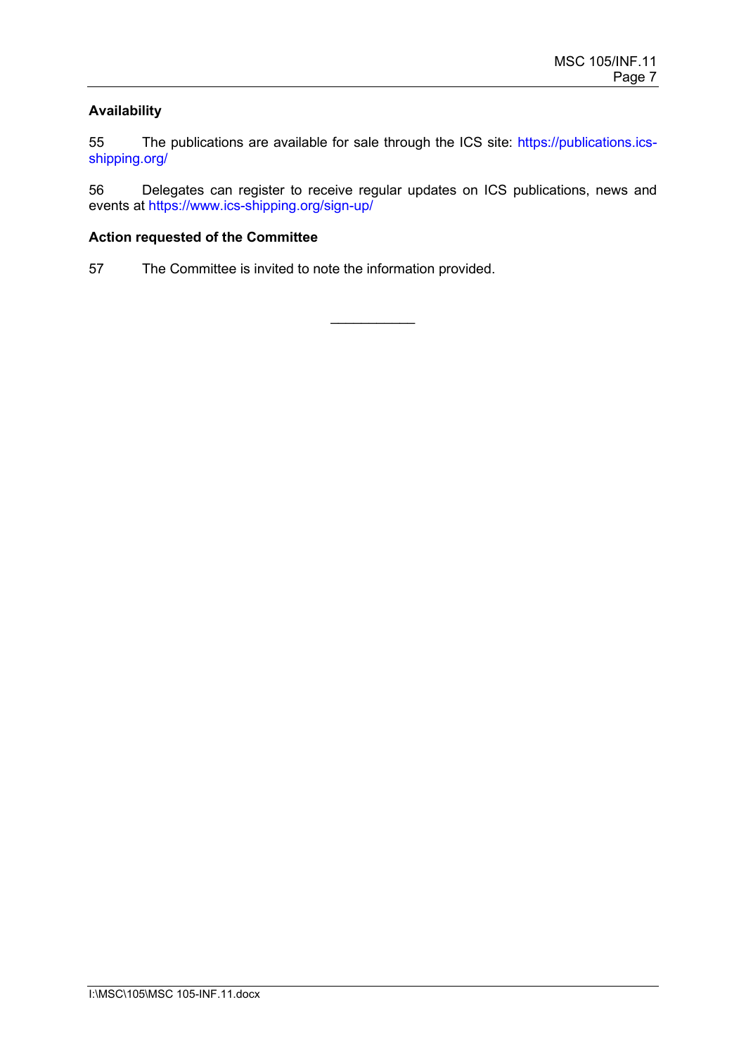**Availability**

55 The publications are available for sale through the ICS site: https://publications.ics-shipping.org/

56 Delegates can register to receive regular updates on ICS publications, news and events at https://www.ics-shipping.org/sign-up/

**Action requested of the Committee**

57 The Committee is invited to note the information provided.

___________